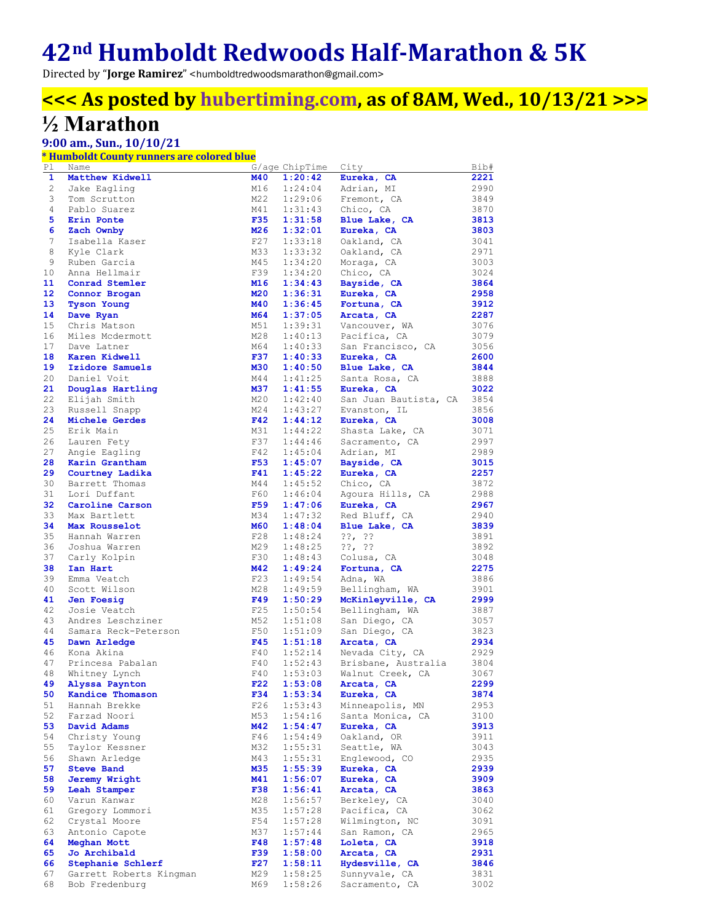# 42nd Humboldt Redwoods Half-Marathon & 5K

Directed by "**Jorge Ramirez**" <humboldtredwoodsmarathon@gmail.com>

## <<< As posted by hubertiming.com, as of 8AM, Wed., 10/13/21 >>>

# ½ Marathon

### 9:00 am., Sun., 10/10/21

**\* Humboldt County runners are colored blue**

| Pl | Name | G/age | ChipTime | City | Bib# |
|---|---|---|---|---|---|
| **1** | **Matthew Kidwell** | **M40** | **1:20:42** | **Eureka, CA** | **2221** |
| 2 | Jake Eagling | M16 | 1:24:04 | Adrian, MI | 2990 |
| 3 | Tom Scrutton | M22 | 1:29:06 | Fremont, CA | 3849 |
| 4 | Pablo Suarez | M41 | 1:31:43 | Chico, CA | 3870 |
| **5** | **Erin Ponte** | **F35** | **1:31:58** | **Blue Lake, CA** | **3813** |
| **6** | **Zach Ownby** | **M26** | **1:32:01** | **Eureka, CA** | **3803** |
| 7 | Isabella Kaser | F27 | 1:33:18 | Oakland, CA | 3041 |
| 8 | Kyle Clark | M33 | 1:33:32 | Oakland, CA | 2971 |
| 9 | Ruben Garcia | M45 | 1:34:20 | Moraga, CA | 3003 |
| 10 | Anna Hellmair | F39 | 1:34:20 | Chico, CA | 3024 |
| **11** | **Conrad Stemler** | **M16** | **1:34:43** | **Bayside, CA** | **3864** |
| **12** | **Connor Brogan** | **M20** | **1:36:31** | **Eureka, CA** | **2958** |
| **13** | **Tyson Young** | **M40** | **1:36:45** | **Fortuna, CA** | **3912** |
| **14** | **Dave Ryan** | **M64** | **1:37:05** | **Arcata, CA** | **2287** |
| 15 | Chris Matson | M51 | 1:39:31 | Vancouver, WA | 3076 |
| 16 | Miles Mcdermott | M28 | 1:40:13 | Pacifica, CA | 3079 |
| 17 | Dave Latner | M64 | 1:40:33 | San Francisco, CA | 3056 |
| **18** | **Karen Kidwell** | **F37** | **1:40:33** | **Eureka, CA** | **2600** |
| **19** | **Izidore Samuels** | **M30** | **1:40:50** | **Blue Lake, CA** | **3844** |
| 20 | Daniel Voit | M44 | 1:41:25 | Santa Rosa, CA | 3888 |
| **21** | **Douglas Hartling** | **M37** | **1:41:55** | **Eureka, CA** | **3022** |
| 22 | Elijah Smith | M20 | 1:42:40 | San Juan Bautista, CA | 3854 |
| 23 | Russell Snapp | M24 | 1:43:27 | Evanston, IL | 3856 |
| **24** | **Michele Gerdes** | **F42** | **1:44:12** | **Eureka, CA** | **3008** |
| 25 | Erik Main | M31 | 1:44:22 | Shasta Lake, CA | 3071 |
| 26 | Lauren Fety | F37 | 1:44:46 | Sacramento, CA | 2997 |
| 27 | Angie Eagling | F42 | 1:45:04 | Adrian, MI | 2989 |
| **28** | **Karin Grantham** | **F53** | **1:45:07** | **Bayside, CA** | **3015** |
| **29** | **Courtney Ladika** | **F41** | **1:45:22** | **Eureka, CA** | **2257** |
| 30 | Barrett Thomas | M44 | 1:45:52 | Chico, CA | 3872 |
| 31 | Lori Duffant | F60 | 1:46:04 | Agoura Hills, CA | 2988 |
| **32** | **Caroline Carson** | **F59** | **1:47:06** | **Eureka, CA** | **2967** |
| 33 | Max Bartlett | M34 | 1:47:32 | Red Bluff, CA | 2940 |
| **34** | **Max Rousselot** | **M60** | **1:48:04** | **Blue Lake, CA** | **3839** |
| 35 | Hannah Warren | F28 | 1:48:24 | ??, ?? | 3891 |
| 36 | Joshua Warren | M29 | 1:48:25 | ??, ?? | 3892 |
| 37 | Carly Kolpin | F30 | 1:48:43 | Colusa, CA | 3048 |
| **38** | **Ian Hart** | **M42** | **1:49:24** | **Fortuna, CA** | **2275** |
| 39 | Emma Veatch | F23 | 1:49:54 | Adna, WA | 3886 |
| 40 | Scott Wilson | M28 | 1:49:59 | Bellingham, WA | 3901 |
| **41** | **Jen Foesig** | **F49** | **1:50:29** | **McKinleyville, CA** | **2999** |
| 42 | Josie Veatch | F25 | 1:50:54 | Bellingham, WA | 3887 |
| 43 | Andres Leschziner | M52 | 1:51:08 | San Diego, CA | 3057 |
| 44 | Samara Reck-Peterson | F50 | 1:51:09 | San Diego, CA | 3823 |
| **45** | **Dawn Arledge** | **F45** | **1:51:18** | **Arcata, CA** | **2934** |
| 46 | Kona Akina | F40 | 1:52:14 | Nevada City, CA | 2929 |
| 47 | Princesa Pabalan | F40 | 1:52:43 | Brisbane, Australia | 3804 |
| 48 | Whitney Lynch | F40 | 1:53:03 | Walnut Creek, CA | 3067 |
| **49** | **Alyssa Paynton** | **F22** | **1:53:08** | **Arcata, CA** | **2299** |
| **50** | **Kandice Thomason** | **F34** | **1:53:34** | **Eureka, CA** | **3874** |
| 51 | Hannah Brekke | F26 | 1:53:43 | Minneapolis, MN | 2953 |
| 52 | Farzad Noori | M53 | 1:54:16 | Santa Monica, CA | 3100 |
| **53** | **David Adams** | **M42** | **1:54:47** | **Eureka, CA** | **3913** |
| 54 | Christy Young | F46 | 1:54:49 | Oakland, OR | 3911 |
| 55 | Taylor Kessner | M32 | 1:55:31 | Seattle, WA | 3043 |
| 56 | Shawn Arledge | M43 | 1:55:31 | Englewood, CO | 2935 |
| **57** | **Steve Band** | **M35** | **1:55:39** | **Eureka, CA** | **2939** |
| **58** | **Jeremy Wright** | **M41** | **1:56:07** | **Eureka, CA** | **3909** |
| **59** | **Leah Stamper** | **F38** | **1:56:41** | **Arcata, CA** | **3863** |
| 60 | Varun Kanwar | M28 | 1:56:57 | Berkeley, CA | 3040 |
| 61 | Gregory Lommori | M35 | 1:57:28 | Pacifica, CA | 3062 |
| 62 | Crystal Moore | F54 | 1:57:28 | Wilmington, NC | 3091 |
| 63 | Antonio Capote | M37 | 1:57:44 | San Ramon, CA | 2965 |
| **64** | **Meghan Mott** | **F48** | **1:57:48** | **Loleta, CA** | **3918** |
| **65** | **Jo Archibald** | **F39** | **1:58:00** | **Arcata, CA** | **2931** |
| **66** | **Stephanie Schlerf** | **F27** | **1:58:11** | **Hydesville, CA** | **3846** |
| 67 | Garrett Roberts Kingman | M29 | 1:58:25 | Sunnyvale, CA | 3831 |
| 68 | Bob Fredenburg | M69 | 1:58:26 | Sacramento, CA | 3002 |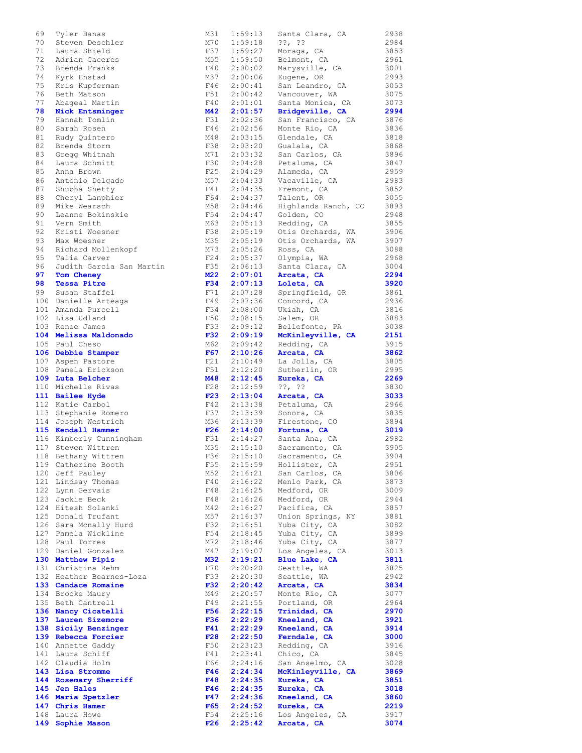| | | | | | |
|---|---|---|---|---|---|
| 69 | Tyler Banas | M31 | 1:59:13 | Santa Clara, CA | 2938 |
| 70 | Steven Deschler | M70 | 1:59:18 | ??, ?? | 2984 |
| 71 | Laura Shield | F37 | 1:59:27 | Moraga, CA | 3853 |
| 72 | Adrian Caceres | M55 | 1:59:50 | Belmont, CA | 2961 |
| 73 | Brenda Franks | F40 | 2:00:02 | Marysville, CA | 3001 |
| 74 | Kyrk Enstad | M37 | 2:00:06 | Eugene, OR | 2993 |
| 75 | Kris Kupferman | F46 | 2:00:41 | San Leandro, CA | 3053 |
| 76 | Beth Matson | F51 | 2:00:42 | Vancouver, WA | 3075 |
| 77 | Abageal Martin | F40 | 2:01:01 | Santa Monica, CA | 3073 |
| **78** | **Nick Entsminger** | **M42** | **2:01:57** | **Bridgeville, CA** | **2994** |
| 79 | Hannah Tomlin | F31 | 2:02:36 | San Francisco, CA | 3876 |
| 80 | Sarah Rosen | F46 | 2:02:56 | Monte Rio, CA | 3836 |
| 81 | Rudy Quintero | M48 | 2:03:15 | Glendale, CA | 3818 |
| 82 | Brenda Storm | F38 | 2:03:20 | Gualala, CA | 3868 |
| 83 | Gregg Whitnah | M71 | 2:03:32 | San Carlos, CA | 3896 |
| 84 | Laura Schmitt | F30 | 2:04:28 | Petaluma, CA | 3847 |
| 85 | Anna Brown | F25 | 2:04:29 | Alameda, CA | 2959 |
| 86 | Antonio Delgado | M57 | 2:04:33 | Vacaville, CA | 2983 |
| 87 | Shubha Shetty | F41 | 2:04:35 | Fremont, CA | 3852 |
| 88 | Cheryl Lanphier | F64 | 2:04:37 | Talent, OR | 3055 |
| 89 | Mike Wearsch | M58 | 2:04:46 | Highlands Ranch, CO | 3893 |
| 90 | Leanne Bokinskie | F54 | 2:04:47 | Golden, CO | 2948 |
| 91 | Vern Smith | M63 | 2:05:13 | Redding, CA | 3855 |
| 92 | Kristi Woesner | F38 | 2:05:19 | Otis Orchards, WA | 3906 |
| 93 | Max Woesner | M35 | 2:05:19 | Otis Orchards, WA | 3907 |
| 94 | Richard Mollenkopf | M73 | 2:05:26 | Ross, CA | 3088 |
| 95 | Talia Carver | F24 | 2:05:37 | Olympia, WA | 2968 |
| 96 | Judith Garcia San Martin | F35 | 2:06:13 | Santa Clara, CA | 3004 |
| **97** | **Tom Cheney** | **M22** | **2:07:01** | **Arcata, CA** | **2294** |
| **98** | **Tessa Pitre** | **F34** | **2:07:13** | **Loleta, CA** | **3920** |
| 99 | Susan Staffel | F71 | 2:07:28 | Springfield, OR | 3861 |
| 100 | Danielle Arteaga | F49 | 2:07:36 | Concord, CA | 2936 |
| 101 | Amanda Purcell | F34 | 2:08:00 | Ukiah, CA | 3816 |
| 102 | Lisa Udland | F50 | 2:08:15 | Salem, OR | 3883 |
| 103 | Renee James | F33 | 2:09:12 | Bellefonte, PA | 3038 |
| **104** | **Melissa Maldonado** | **F32** | **2:09:19** | **McKinleyville, CA** | **2151** |
| 105 | Paul Cheso | M62 | 2:09:42 | Redding, CA | 3915 |
| **106** | **Debbie Stamper** | **F67** | **2:10:26** | **Arcata, CA** | **3862** |
| 107 | Aspen Pastore | F21 | 2:10:49 | La Jolla, CA | 3805 |
| 108 | Pamela Erickson | F51 | 2:12:20 | Sutherlin, OR | 2995 |
| **109** | **Luta Belcher** | **M48** | **2:12:45** | **Eureka, CA** | **2269** |
| 110 | Michelle Rivas | F28 | 2:12:59 | ??, ?? | 3830 |
| **111** | **Bailee Hyde** | **F23** | **2:13:04** | **Arcata, CA** | **3033** |
| 112 | Katie Carbol | F42 | 2:13:38 | Petaluma, CA | 2966 |
| 113 | Stephanie Romero | F37 | 2:13:39 | Sonora, CA | 3835 |
| 114 | Joseph Westrich | M36 | 2:13:39 | Firestone, CO | 3894 |
| **115** | **Kendall Hammer** | **F26** | **2:14:00** | **Fortuna, CA** | **3019** |
| 116 | Kimberly Cunningham | F31 | 2:14:27 | Santa Ana, CA | 2982 |
| 117 | Steven Wittren | M35 | 2:15:10 | Sacramento, CA | 3905 |
| 118 | Bethany Wittren | F36 | 2:15:10 | Sacramento, CA | 3904 |
| 119 | Catherine Booth | F55 | 2:15:59 | Hollister, CA | 2951 |
| 120 | Jeff Pauley | M52 | 2:16:21 | San Carlos, CA | 3806 |
| 121 | Lindsay Thomas | F40 | 2:16:22 | Menlo Park, CA | 3873 |
| 122 | Lynn Gervais | F48 | 2:16:25 | Medford, OR | 3009 |
| 123 | Jackie Beck | F48 | 2:16:26 | Medford, OR | 2944 |
| 124 | Hitesh Solanki | M42 | 2:16:27 | Pacifica, CA | 3857 |
| 125 | Donald Trufant | M57 | 2:16:37 | Union Springs, NY | 3881 |
| 126 | Sara Mcnally Hurd | F32 | 2:16:51 | Yuba City, CA | 3082 |
| 127 | Pamela Wickline | F54 | 2:18:45 | Yuba City, CA | 3899 |
| 128 | Paul Torres | M72 | 2:18:46 | Yuba City, CA | 3877 |
| 129 | Daniel Gonzalez | M47 | 2:19:07 | Los Angeles, CA | 3013 |
| **130** | **Matthew Pipis** | **M32** | **2:19:21** | **Blue Lake, CA** | **3811** |
| 131 | Christina Rehm | F70 | 2:20:20 | Seattle, WA | 3825 |
| 132 | Heather Bearnes-Loza | F33 | 2:20:30 | Seattle, WA | 2942 |
| **133** | **Candace Romaine** | **F32** | **2:20:42** | **Arcata, CA** | **3834** |
| 134 | Brooke Maury | M49 | 2:20:57 | Monte Rio, CA | 3077 |
| 135 | Beth Cantrell | F49 | 2:21:55 | Portland, OR | 2964 |
| **136** | **Nancy Cicatelli** | **F56** | **2:22:15** | **Trinidad, CA** | **2970** |
| **137** | **Lauren Sizemore** | **F36** | **2:22:29** | **Kneeland, CA** | **3921** |
| **138** | **Sicily Benzinger** | **F41** | **2:22:29** | **Kneeland, CA** | **3914** |
| **139** | **Rebecca Forcier** | **F28** | **2:22:50** | **Ferndale, CA** | **3000** |
| 140 | Annette Gaddy | F50 | 2:23:23 | Redding, CA | 3916 |
| 141 | Laura Schiff | F41 | 2:23:41 | Chico, CA | 3845 |
| 142 | Claudia Holm | F66 | 2:24:16 | San Anselmo, CA | 3028 |
| **143** | **Lisa Stromme** | **F46** | **2:24:34** | **McKinleyville, CA** | **3869** |
| **144** | **Rosemary Sherriff** | **F48** | **2:24:35** | **Eureka, CA** | **3851** |
| **145** | **Jen Hales** | **F46** | **2:24:35** | **Eureka, CA** | **3018** |
| **146** | **Maria Spetzler** | **F47** | **2:24:36** | **Kneeland, CA** | **3860** |
| **147** | **Chris Hamer** | **F65** | **2:24:52** | **Eureka, CA** | **2219** |
| 148 | Laura Howe | F54 | 2:25:16 | Los Angeles, CA | 3917 |
| **149** | **Sophie Mason** | **F26** | **2:25:42** | **Arcata, CA** | **3074** |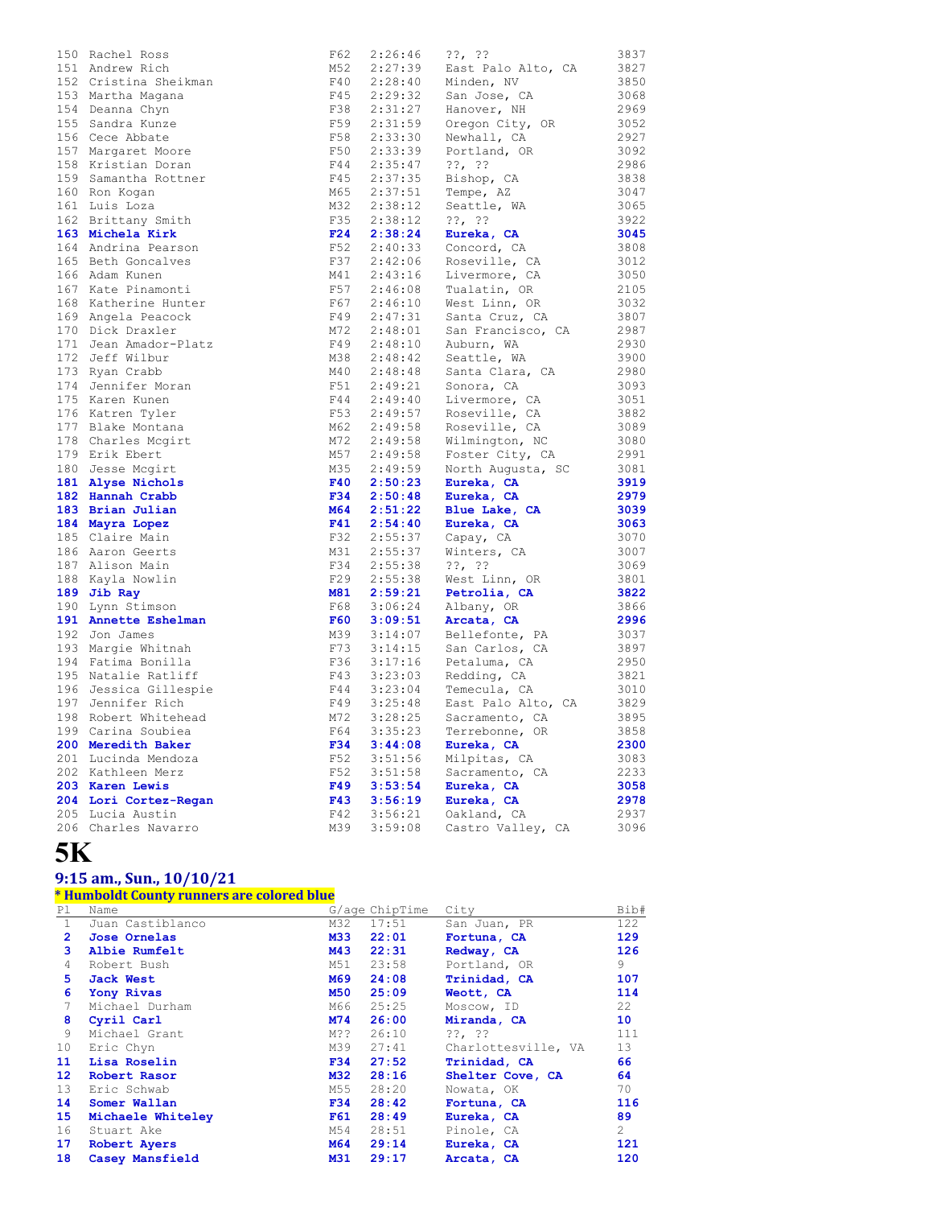| Pl | Name | G/age | ChipTime | City | Bib# |
|---|---|---|---|---|---|
| 150 | Rachel Ross | F62 | 2:26:46 | ??, ?? | 3837 |
| 151 | Andrew Rich | M52 | 2:27:39 | East Palo Alto, CA | 3827 |
| 152 | Cristina Sheikman | F40 | 2:28:40 | Minden, NV | 3850 |
| 153 | Martha Magana | F45 | 2:29:32 | San Jose, CA | 3068 |
| 154 | Deanna Chyn | F38 | 2:31:27 | Hanover, NH | 2969 |
| 155 | Sandra Kunze | F59 | 2:31:59 | Oregon City, OR | 3052 |
| 156 | Cece Abbate | F58 | 2:33:30 | Newhall, CA | 2927 |
| 157 | Margaret Moore | F50 | 2:33:39 | Portland, OR | 3092 |
| 158 | Kristian Doran | F44 | 2:35:47 | ??, ?? | 2986 |
| 159 | Samantha Rottner | F45 | 2:37:35 | Bishop, CA | 3838 |
| 160 | Ron Kogan | M65 | 2:37:51 | Tempe, AZ | 3047 |
| 161 | Luis Loza | M32 | 2:38:12 | Seattle, WA | 3065 |
| 162 | Brittany Smith | F35 | 2:38:12 | ??, ?? | 3922 |
| **163** | **Michela Kirk** | **F24** | **2:38:24** | **Eureka, CA** | **3045** |
| 164 | Andrina Pearson | F52 | 2:40:33 | Concord, CA | 3808 |
| 165 | Beth Goncalves | F37 | 2:42:06 | Roseville, CA | 3012 |
| 166 | Adam Kunen | M41 | 2:43:16 | Livermore, CA | 3050 |
| 167 | Kate Pinamonti | F57 | 2:46:08 | Tualatin, OR | 2105 |
| 168 | Katherine Hunter | F67 | 2:46:10 | West Linn, OR | 3032 |
| 169 | Angela Peacock | F49 | 2:47:31 | Santa Cruz, CA | 3807 |
| 170 | Dick Draxler | M72 | 2:48:01 | San Francisco, CA | 2987 |
| 171 | Jean Amador-Platz | F49 | 2:48:10 | Auburn, WA | 2930 |
| 172 | Jeff Wilbur | M38 | 2:48:42 | Seattle, WA | 3900 |
| 173 | Ryan Crabb | M40 | 2:48:48 | Santa Clara, CA | 2980 |
| 174 | Jennifer Moran | F51 | 2:49:21 | Sonora, CA | 3093 |
| 175 | Karen Kunen | F44 | 2:49:40 | Livermore, CA | 3051 |
| 176 | Katren Tyler | F53 | 2:49:57 | Roseville, CA | 3882 |
| 177 | Blake Montana | M62 | 2:49:58 | Roseville, CA | 3089 |
| 178 | Charles Mcgirt | M72 | 2:49:58 | Wilmington, NC | 3080 |
| 179 | Erik Ebert | M57 | 2:49:58 | Foster City, CA | 2991 |
| 180 | Jesse Mcgirt | M35 | 2:49:59 | North Augusta, SC | 3081 |
| **181** | **Alyse Nichols** | **F40** | **2:50:23** | **Eureka, CA** | **3919** |
| **182** | **Hannah Crabb** | **F34** | **2:50:48** | **Eureka, CA** | **2979** |
| **183** | **Brian Julian** | **M64** | **2:51:22** | **Blue Lake, CA** | **3039** |
| **184** | **Mayra Lopez** | **F41** | **2:54:40** | **Eureka, CA** | **3063** |
| 185 | Claire Main | F32 | 2:55:37 | Capay, CA | 3070 |
| 186 | Aaron Geerts | M31 | 2:55:37 | Winters, CA | 3007 |
| 187 | Alison Main | F34 | 2:55:38 | ??, ?? | 3069 |
| 188 | Kayla Nowlin | F29 | 2:55:38 | West Linn, OR | 3801 |
| **189** | **Jib Ray** | **M81** | **2:59:21** | **Petrolia, CA** | **3822** |
| 190 | Lynn Stimson | F68 | 3:06:24 | Albany, OR | 3866 |
| **191** | **Annette Eshelman** | **F60** | **3:09:51** | **Arcata, CA** | **2996** |
| 192 | Jon James | M39 | 3:14:07 | Bellefonte, PA | 3037 |
| 193 | Margie Whitnah | F73 | 3:14:15 | San Carlos, CA | 3897 |
| 194 | Fatima Bonilla | F36 | 3:17:16 | Petaluma, CA | 2950 |
| 195 | Natalie Ratliff | F43 | 3:23:03 | Redding, CA | 3821 |
| 196 | Jessica Gillespie | F44 | 3:23:04 | Temecula, CA | 3010 |
| 197 | Jennifer Rich | F49 | 3:25:48 | East Palo Alto, CA | 3829 |
| 198 | Robert Whitehead | M72 | 3:28:25 | Sacramento, CA | 3895 |
| 199 | Carina Soubiea | F64 | 3:35:23 | Terrebonne, OR | 3858 |
| **200** | **Meredith Baker** | **F34** | **3:44:08** | **Eureka, CA** | **2300** |
| 201 | Lucinda Mendoza | F52 | 3:51:56 | Milpitas, CA | 3083 |
| 202 | Kathleen Merz | F52 | 3:51:58 | Sacramento, CA | 2233 |
| **203** | **Karen Lewis** | **F49** | **3:53:54** | **Eureka, CA** | **3058** |
| **204** | **Lori Cortez-Regan** | **F43** | **3:56:19** | **Eureka, CA** | **2978** |
| 205 | Lucia Austin | F42 | 3:56:21 | Oakland, CA | 2937 |
| 206 | Charles Navarro | M39 | 3:59:08 | Castro Valley, CA | 3096 |

# 5K

## 9:15 am., Sun., 10/10/21

**\* Humboldt County runners are colored blue**

| Pl | Name | G/age | ChipTime | City | Bib# |
|---|---|---|---|---|---|
| 1 | Juan Castiblanco | M32 | 17:51 | San Juan, PR | 122 |
| **2** | **Jose Ornelas** | **M33** | **22:01** | **Fortuna, CA** | **129** |
| **3** | **Albie Rumfelt** | **M43** | **22:31** | **Redway, CA** | **126** |
| 4 | Robert Bush | M51 | 23:58 | Portland, OR | 9 |
| **5** | **Jack West** | **M69** | **24:08** | **Trinidad, CA** | **107** |
| **6** | **Yony Rivas** | **M50** | **25:09** | **Weott, CA** | **114** |
| 7 | Michael Durham | M66 | 25:25 | Moscow, ID | 22 |
| **8** | **Cyril Carl** | **M74** | **26:00** | **Miranda, CA** | **10** |
| 9 | Michael Grant | M?? | 26:10 | ??, ?? | 111 |
| 10 | Eric Chyn | M39 | 27:41 | Charlottesville, VA | 13 |
| **11** | **Lisa Roselin** | **F34** | **27:52** | **Trinidad, CA** | **66** |
| **12** | **Robert Rasor** | **M32** | **28:16** | **Shelter Cove, CA** | **64** |
| 13 | Eric Schwab | M55 | 28:20 | Nowata, OK | 70 |
| **14** | **Somer Wallan** | **F34** | **28:42** | **Fortuna, CA** | **116** |
| **15** | **Michaele Whiteley** | **F61** | **28:49** | **Eureka, CA** | **89** |
| 16 | Stuart Ake | M54 | 28:51 | Pinole, CA | 2 |
| **17** | **Robert Ayers** | **M64** | **29:14** | **Eureka, CA** | **121** |
| **18** | **Casey Mansfield** | **M31** | **29:17** | **Arcata, CA** | **120** |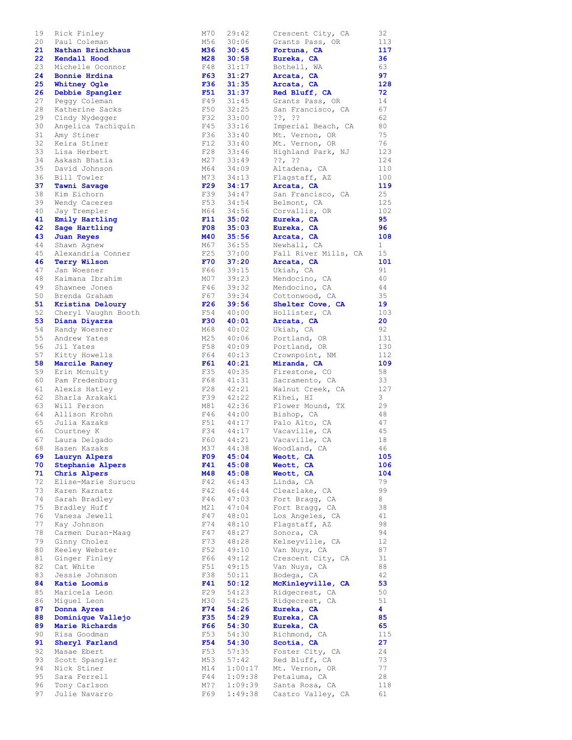| | | | | | |
|---|---|---|---|---|---|
| 19 | Rick Finley | M70 | 29:42 | Crescent City, CA | 32 |
| 20 | Paul Coleman | M56 | 30:06 | Grants Pass, OR | 113 |
| **21** | **Nathan Brinckhaus** | **M36** | **30:45** | **Fortuna, CA** | **117** |
| **22** | **Kendall Hood** | **M28** | **30:58** | **Eureka, CA** | **36** |
| 23 | Michelle Oconnor | F48 | 31:17 | Bothell, WA | 63 |
| **24** | **Bonnie Hrdina** | **F63** | **31:27** | **Arcata, CA** | **97** |
| **25** | **Whitney Ogle** | **F36** | **31:35** | **Arcata, CA** | **128** |
| **26** | **Debbie Spangler** | **F51** | **31:37** | **Red Bluff, CA** | **72** |
| 27 | Peggy Coleman | F49 | 31:45 | Grants Pass, OR | 14 |
| 28 | Katherine Sacks | F50 | 32:25 | San Francisco, CA | 67 |
| 29 | Cindy Nydegger | F32 | 33:00 | ??, ?? | 62 |
| 30 | Angelica Tachiquin | F45 | 33:16 | Imperial Beach, CA | 80 |
| 31 | Amy Stiner | F36 | 33:40 | Mt. Vernon, OR | 75 |
| 32 | Keira Stiner | F12 | 33:40 | Mt. Vernon, OR | 76 |
| 33 | Lisa Herbert | F28 | 33:46 | Highland Park, NJ | 123 |
| 34 | Aakash Bhatia | M27 | 33:49 | ??, ?? | 124 |
| 35 | David Johnson | M64 | 34:09 | Altadena, CA | 110 |
| 36 | Bill Towler | M73 | 34:13 | Flagstaff, AZ | 100 |
| **37** | **Tawni Savage** | **F29** | **34:17** | **Arcata, CA** | **119** |
| 38 | Kim Eichorn | F39 | 34:47 | San Francisco, CA | 25 |
| 39 | Wendy Caceres | F53 | 34:54 | Belmont, CA | 125 |
| 40 | Jay Trempler | M64 | 34:56 | Corvallis, OR | 102 |
| **41** | **Emily Hartling** | **F11** | **35:02** | **Eureka, CA** | **95** |
| **42** | **Sage Hartling** | **F08** | **35:03** | **Eureka, CA** | **96** |
| **43** | **Juan Reyes** | **M40** | **35:56** | **Arcata, CA** | **108** |
| 44 | Shawn Agnew | M67 | 36:55 | Newhall, CA | 1 |
| 45 | Alexandria Conner | F25 | 37:00 | Fall River Mills, CA | 15 |
| **46** | **Terry Wilson** | **F70** | **37:20** | **Arcata, CA** | **101** |
| 47 | Jan Woesner | F66 | 39:15 | Ukiah, CA | 91 |
| 48 | Kaimana Ibrahim | M07 | 39:23 | Mendocino, CA | 40 |
| 49 | Shawnee Jones | F46 | 39:32 | Mendocino, CA | 44 |
| 50 | Brenda Graham | F67 | 39:34 | Cottonwood, CA | 35 |
| **51** | **Kristina Deloury** | **F26** | **39:56** | **Shelter Cove, CA** | **19** |
| 52 | Cheryl Vaughn Booth | F54 | 40:00 | Hollister, CA | 103 |
| **53** | **Diana Diyarza** | **F30** | **40:01** | **Arcata, CA** | **20** |
| 54 | Randy Woesner | M68 | 40:02 | Ukiah, CA | 92 |
| 55 | Andrew Yates | M25 | 40:06 | Portland, OR | 131 |
| 56 | Jil Yates | F58 | 40:09 | Portland, OR | 130 |
| 57 | Kitty Howells | F64 | 40:13 | Crownpoint, NM | 112 |
| **58** | **Marcile Raney** | **F61** | **40:21** | **Miranda, CA** | **109** |
| 59 | Erin Mcnulty | F35 | 40:35 | Firestone, CO | 58 |
| 60 | Pam Fredenburg | F68 | 41:31 | Sacramento, CA | 33 |
| 61 | Alexis Hatley | F28 | 42:21 | Walnut Creek, CA | 127 |
| 62 | Sharla Arakaki | F39 | 42:22 | Kihei, HI | 3 |
| 63 | Will Ferson | M81 | 42:36 | Flower Mound, TX | 29 |
| 64 | Allison Krohn | F46 | 44:00 | Bishop, CA | 48 |
| 65 | Julia Kazaks | F51 | 44:17 | Palo Alto, CA | 47 |
| 66 | Courtney K | F34 | 44:17 | Vacaville, CA | 45 |
| 67 | Laura Delgado | F60 | 44:21 | Vacaville, CA | 18 |
| 68 | Hazen Kazaks | M37 | 44:38 | Woodland, CA | 46 |
| **69** | **Lauryn Alpers** | **F09** | **45:04** | **Weott, CA** | **105** |
| **70** | **Stephanie Alpers** | **F41** | **45:08** | **Weott, CA** | **106** |
| **71** | **Chris Alpers** | **M48** | **45:08** | **Weott, CA** | **104** |
| 72 | Elise-Marie Surucu | F42 | 46:43 | Linda, CA | 79 |
| 73 | Karen Karnatz | F42 | 46:44 | Clearlake, CA | 99 |
| 74 | Sarah Bradley | F46 | 47:03 | Fort Bragg, CA | 8 |
| 75 | Bradley Huff | M21 | 47:04 | Fort Bragg, CA | 38 |
| 76 | Vanesa Jewell | F47 | 48:01 | Los Angeles, CA | 41 |
| 77 | Kay Johnson | F74 | 48:10 | Flagstaff, AZ | 98 |
| 78 | Carmen Duran-Maag | F47 | 48:27 | Sonora, CA | 94 |
| 79 | Ginny Cholez | F73 | 48:28 | Kelseyville, CA | 12 |
| 80 | Keeley Webster | F52 | 49:10 | Van Nuys, CA | 87 |
| 81 | Ginger Finley | F66 | 49:12 | Crescent City, CA | 31 |
| 82 | Cat White | F51 | 49:15 | Van Nuys, CA | 88 |
| 83 | Jessie Johnson | F38 | 50:11 | Bodega, CA | 42 |
| **84** | **Katie Loomis** | **F41** | **50:12** | **McKinleyville, CA** | **53** |
| 85 | Maricela Leon | F29 | 54:23 | Ridgecrest, CA | 50 |
| 86 | Miguel Leon | M30 | 54:25 | Ridgecrest, CA | 51 |
| **87** | **Donna Ayres** | **F74** | **54:26** | **Eureka, CA** | **4** |
| **88** | **Dominique Vallejo** | **F35** | **54:29** | **Eureka, CA** | **85** |
| **89** | **Marie Richards** | **F66** | **54:30** | **Eureka, CA** | **65** |
| 90 | Risa Goodman | F53 | 54:30 | Richmond, CA | 115 |
| **91** | **Sheryl Farland** | **F54** | **54:30** | **Scotia, CA** | **27** |
| 92 | Masae Ebert | F53 | 57:35 | Foster City, CA | 24 |
| 93 | Scott Spangler | M53 | 57:42 | Red Bluff, CA | 73 |
| 94 | Nick Stiner | M14 | 1:00:17 | Mt. Vernon, OR | 77 |
| 95 | Sara Ferrell | F44 | 1:09:38 | Petaluma, CA | 28 |
| 96 | Tony Carlson | M?? | 1:09:39 | Santa Rosa, CA | 118 |
| 97 | Julie Navarro | F69 | 1:49:38 | Castro Valley, CA | 61 |